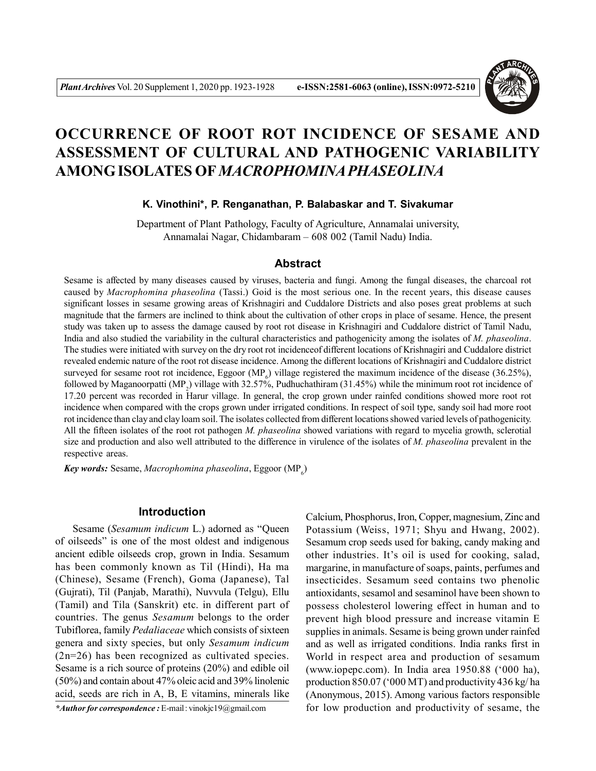# OCCURRENCE OF ROOT ROT INCIDENCE OF SESAME AND ASSESSMENT OF CULTURAL AND PATHOGENIC VARIABILITY AMONG ISOLATES OF *MACROPHOMINA PHASEOLINA*

**K. Vinothini*, P. Renganathan, P. Balabaskar and T. Sivakumar**

Department of Plant Pathology, Faculty of Agriculture, Annamalai university, Annamalai Nagar, Chidambaram – 608 002 (Tamil Nadu) India.

## Abstract

Sesame is affected by many diseases caused by viruses, bacteria and fungi. Among the fungal diseases, the charcoal rot caused by *Macrophomina phaseolina* (Tassi.) Goid is the most serious one. In the recent years, this disease causes significant losses in sesame growing areas of Krishnagiri and Cuddalore Districts and also poses great problems at such magnitude that the farmers are inclined to think about the cultivation of other crops in place of sesame. Hence, the present study was taken up to assess the damage caused by root rot disease in Krishnagiri and Cuddalore district of Tamil Nadu, India and also studied the variability in the cultural characteristics and pathogenicity among the isolates of *M. phaseolina*. The studies were initiated with survey on the dry root rot incidenceof different locations of Krishnagiri and Cuddalore district revealed endemic nature of the root rot disease incidence. Among the different locations of Krishnagiri and Cuddalore district surveyed for sesame root rot incidence, Eggoor ($MP_6$) village registered the maximum incidence of the disease (36.25%), followed by Maganoorpatti ($MP_2$) village with 32.57%, Pudhuchathiram (31.45%) while the minimum root rot incidence of 17.20 percent was recorded in Harur village. In general, the crop grown under rainfed conditions showed more root rot incidence when compared with the crops grown under irrigated conditions. In respect of soil type, sandy soil had more root rot incidence than clay and clay loam soil. The isolates collected from different locations showed varied levels of pathogenicity. All the fifteen isolates of the root rot pathogen *M. phaseolina* showed variations with regard to mycelia growth, sclerotial size and production and also well attributed to the difference in virulence of the isolates of *M. phaseolina* prevalent in the respective areas.

***Key words:*** Sesame, *Macrophomina phaseolina*, Eggoor ($MP_6$)

## Introduction

Sesame (*Sesamum indicum* L.) adorned as "Queen of oilseeds" is one of the most oldest and indigenous ancient edible oilseeds crop, grown in India. Sesamum has been commonly known as Til (Hindi), Ha ma (Chinese), Sesame (French), Goma (Japanese), Tal (Gujrati), Til (Panjab, Marathi), Nuvvula (Telgu), Ellu (Tamil) and Tila (Sanskrit) etc. in different part of countries. The genus *Sesamum* belongs to the order Tubiflorea, family *Pedaliaceae* which consists of sixteen genera and sixty species, but only *Sesamum indicum* (2n=26) has been recognized as cultivated species. Sesame is a rich source of proteins (20%) and edible oil (50%) and contain about 47% oleic acid and 39% linolenic acid, seeds are rich in A, B, E vitamins, minerals like Calcium, Phosphorus, Iron, Copper, magnesium, Zinc and Potassium (Weiss, 1971; Shyu and Hwang, 2002). Sesamum crop seeds used for baking, candy making and other industries. It's oil is used for cooking, salad, margarine, in manufacture of soaps, paints, perfumes and insecticides. Sesamum seed contains two phenolic antioxidants, sesamol and sesaminol have been shown to possess cholesterol lowering effect in human and to prevent high blood pressure and increase vitamin E supplies in animals. Sesame is being grown under rainfed and as well as irrigated conditions. India ranks first in World in respect area and production of sesamum (www.iopepc.com). In India area 1950.88 ('000 ha), production 850.07 ('000 MT) and productivity 436 kg/ ha (Anonymous, 2015). Among various factors responsible for low production and productivity of sesame, the

**Author for correspondence :* E-mail : vinokjc19@gmail.com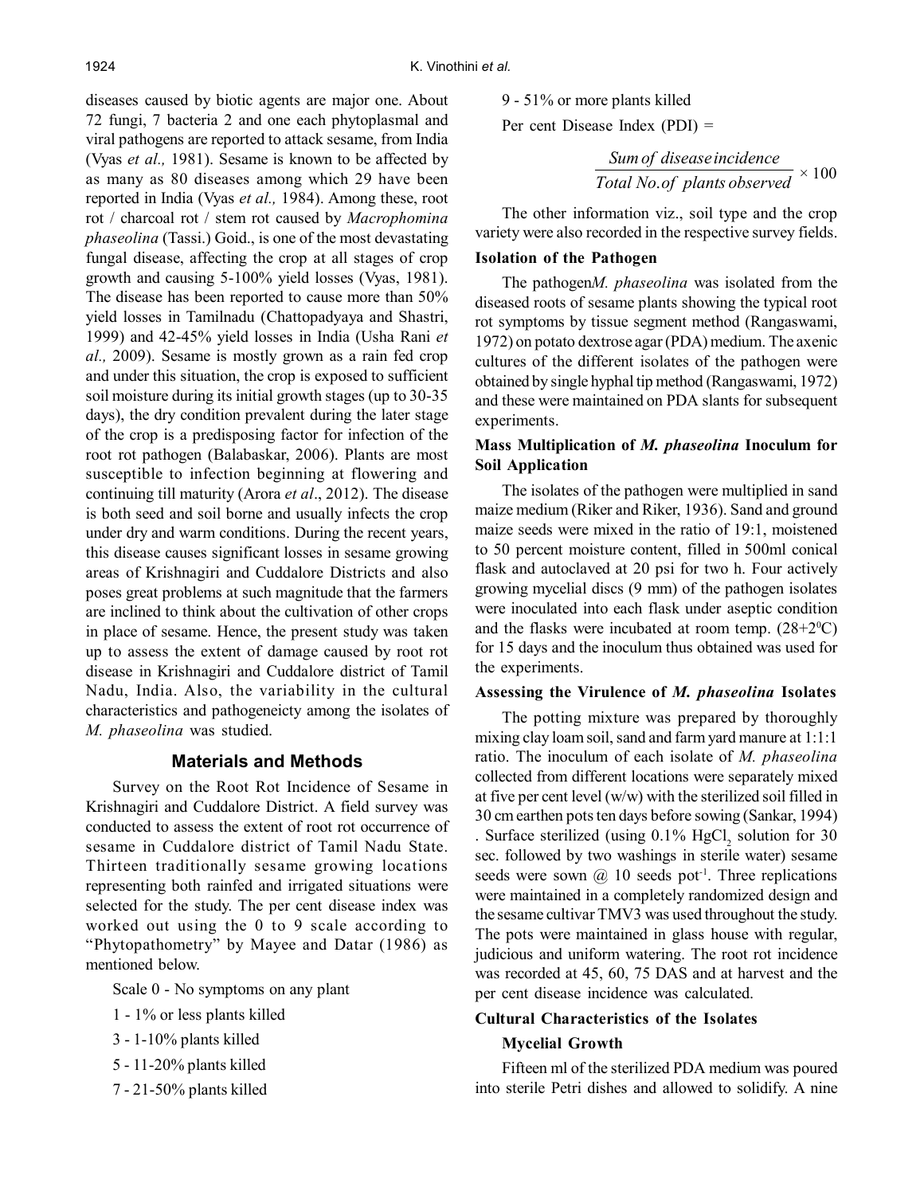diseases caused by biotic agents are major one. About 72 fungi, 7 bacteria 2 and one each phytoplasmal and viral pathogens are reported to attack sesame, from India (Vyas *et al.,* 1981). Sesame is known to be affected by as many as 80 diseases among which 29 have been reported in India (Vyas *et al.,* 1984). Among these, root rot / charcoal rot / stem rot caused by *Macrophomina phaseolina* (Tassi.) Goid., is one of the most devastating fungal disease, affecting the crop at all stages of crop growth and causing 5-100% yield losses (Vyas, 1981). The disease has been reported to cause more than 50% yield losses in Tamilnadu (Chattopadyaya and Shastri, 1999) and 42-45% yield losses in India (Usha Rani *et al.,* 2009). Sesame is mostly grown as a rain fed crop and under this situation, the crop is exposed to sufficient soil moisture during its initial growth stages (up to 30-35 days), the dry condition prevalent during the later stage of the crop is a predisposing factor for infection of the root rot pathogen (Balabaskar, 2006). Plants are most susceptible to infection beginning at flowering and continuing till maturity (Arora *et al*., 2012). The disease is both seed and soil borne and usually infects the crop under dry and warm conditions. During the recent years, this disease causes significant losses in sesame growing areas of Krishnagiri and Cuddalore Districts and also poses great problems at such magnitude that the farmers are inclined to think about the cultivation of other crops in place of sesame. Hence, the present study was taken up to assess the extent of damage caused by root rot disease in Krishnagiri and Cuddalore district of Tamil Nadu, India. Also, the variability in the cultural characteristics and pathogeneicty among the isolates of *M. phaseolina* was studied.

## Materials and Methods

Survey on the Root Rot Incidence of Sesame in Krishnagiri and Cuddalore District. A field survey was conducted to assess the extent of root rot occurrence of sesame in Cuddalore district of Tamil Nadu State. Thirteen traditionally sesame growing locations representing both rainfed and irrigated situations were selected for the study. The per cent disease index was worked out using the 0 to 9 scale according to "Phytopathometry" by Mayee and Datar (1986) as mentioned below.

Scale 0 - No symptoms on any plant

1 - 1% or less plants killed

3 - 1-10% plants killed

5 - 11-20% plants killed

7 - 21-50% plants killed

9 - 51% or more plants killed

Per cent Disease Index (PDI) =

$$\frac{Sum\ of\ disease\ incidence}{Total\ No.of\ plants\ observed} \times 100$$

The other information viz., soil type and the crop variety were also recorded in the respective survey fields.

### Isolation of the Pathogen

The pathogen*M. phaseolina* was isolated from the diseased roots of sesame plants showing the typical root rot symptoms by tissue segment method (Rangaswami, 1972) on potato dextrose agar (PDA) medium. The axenic cultures of the different isolates of the pathogen were obtained by single hyphal tip method (Rangaswami, 1972) and these were maintained on PDA slants for subsequent experiments.

### Mass Multiplication of *M. phaseolina* Inoculum for Soil Application

The isolates of the pathogen were multiplied in sand maize medium (Riker and Riker, 1936). Sand and ground maize seeds were mixed in the ratio of 19:1, moistened to 50 percent moisture content, filled in 500ml conical flask and autoclaved at 20 psi for two h. Four actively growing mycelial discs (9 mm) of the pathogen isolates were inoculated into each flask under aseptic condition and the flasks were incubated at room temp. ($28+2^0$C) for 15 days and the inoculum thus obtained was used for the experiments.

### Assessing the Virulence of *M. phaseolina* Isolates

The potting mixture was prepared by thoroughly mixing clay loam soil, sand and farm yard manure at 1:1:1 ratio. The inoculum of each isolate of *M. phaseolina* collected from different locations were separately mixed at five per cent level (w/w) with the sterilized soil filled in 30 cm earthen pots ten days before sowing (Sankar, 1994) . Surface sterilized (using 0.1% $HgCl_2$ solution for 30 sec. followed by two washings in sterile water) sesame seeds were sown @ 10 seeds pot$^{-1}$. Three replications were maintained in a completely randomized design and the sesame cultivar TMV3 was used throughout the study. The pots were maintained in glass house with regular, judicious and uniform watering. The root rot incidence was recorded at 45, 60, 75 DAS and at harvest and the per cent disease incidence was calculated.

### Cultural Characteristics of the Isolates

#### Mycelial Growth

Fifteen ml of the sterilized PDA medium was poured into sterile Petri dishes and allowed to solidify. A nine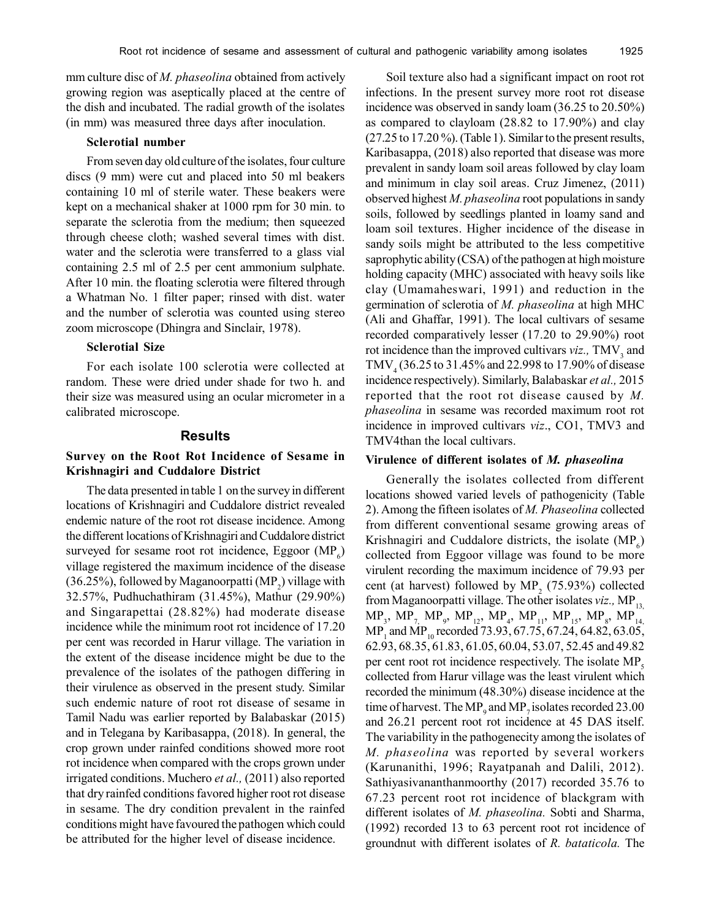mm culture disc of *M. phaseolina* obtained from actively growing region was aseptically placed at the centre of the dish and incubated. The radial growth of the isolates (in mm) was measured three days after inoculation.

### Sclerotial number

From seven day old culture of the isolates, four culture discs (9 mm) were cut and placed into 50 ml beakers containing 10 ml of sterile water. These beakers were kept on a mechanical shaker at 1000 rpm for 30 min. to separate the sclerotia from the medium; then squeezed through cheese cloth; washed several times with dist. water and the sclerotia were transferred to a glass vial containing 2.5 ml of 2.5 per cent ammonium sulphate. After 10 min. the floating sclerotia were filtered through a Whatman No. 1 filter paper; rinsed with dist. water and the number of sclerotia was counted using stereo zoom microscope (Dhingra and Sinclair, 1978).

### Sclerotial Size

For each isolate 100 sclerotia were collected at random. These were dried under shade for two h. and their size was measured using an ocular micrometer in a calibrated microscope.

## Results

### Survey on the Root Rot Incidence of Sesame in Krishnagiri and Cuddalore District

The data presented in table 1 on the survey in different locations of Krishnagiri and Cuddalore district revealed endemic nature of the root rot disease incidence. Among the different locations of Krishnagiri and Cuddalore district surveyed for sesame root rot incidence, Eggoor ($MP_6$) village registered the maximum incidence of the disease (36.25%), followed by Maganoorpatti ($MP_2$) village with 32.57%, Pudhuchathiram (31.45%), Mathur (29.90%) and Singarapettai (28.82%) had moderate disease incidence while the minimum root rot incidence of 17.20 per cent was recorded in Harur village. The variation in the extent of the disease incidence might be due to the prevalence of the isolates of the pathogen differing in their virulence as observed in the present study. Similar such endemic nature of root rot disease of sesame in Tamil Nadu was earlier reported by Balabaskar (2015) and in Telegana by Karibasappa, (2018). In general, the crop grown under rainfed conditions showed more root rot incidence when compared with the crops grown under irrigated conditions. Muchero *et al.,* (2011) also reported that dry rainfed conditions favored higher root rot disease in sesame. The dry condition prevalent in the rainfed conditions might have favoured the pathogen which could be attributed for the higher level of disease incidence.

Soil texture also had a significant impact on root rot infections. In the present survey more root rot disease incidence was observed in sandy loam (36.25 to 20.50%) as compared to clayloam (28.82 to 17.90%) and clay (27.25 to 17.20 %). (Table 1). Similar to the present results, Karibasappa, (2018) also reported that disease was more prevalent in sandy loam soil areas followed by clay loam and minimum in clay soil areas. Cruz Jimenez, (2011) observed highest *M. phaseolina* root populations in sandy soils, followed by seedlings planted in loamy sand and loam soil textures. Higher incidence of the disease in sandy soils might be attributed to the less competitive saprophytic ability (CSA) of the pathogen at high moisture holding capacity (MHC) associated with heavy soils like clay (Umamaheswari, 1991) and reduction in the germination of sclerotia of *M. phaseolina* at high MHC (Ali and Ghaffar, 1991). The local cultivars of sesame recorded comparatively lesser (17.20 to 29.90%) root rot incidence than the improved cultivars *viz.,* $TMV_3$ and $TMV_4$ (36.25 to 31.45% and 22.998 to 17.90% of disease incidence respectively). Similarly, Balabaskar *et al.,* 2015 reported that the root rot disease caused by *M. phaseolina* in sesame was recorded maximum root rot incidence in improved cultivars *viz*., CO1, TMV3 and TMV4than the local cultivars.

### Virulence of different isolates of *M. phaseolina*

Generally the isolates collected from different locations showed varied levels of pathogenicity (Table 2). Among the fifteen isolates of *M. Phaseolina* collected from different conventional sesame growing areas of Krishnagiri and Cuddalore districts, the isolate ($MP_6$) collected from Eggoor village was found to be more virulent recording the maximum incidence of 79.93 per cent (at harvest) followed by $MP_2$ (75.93%) collected from Maganoorpatti village. The other isolates *viz.,* $MP_{13}$, $MP_3$, $MP_7$, $MP_9$, $MP_{12}$, $MP_4$, $MP_{11}$, $MP_{15}$, $MP_8$, $MP_{14}$, $MP_1$ and $MP_{10}$ recorded 73.93, 67.75, 67.24, 64.82, 63.05, 62.93, 68.35, 61.83, 61.05, 60.04, 53.07, 52.45 and 49.82 per cent root rot incidence respectively. The isolate $MP_5$ collected from Harur village was the least virulent which recorded the minimum (48.30%) disease incidence at the time of harvest. The $MP_9$ and $MP_7$ isolates recorded 23.00 and 26.21 percent root rot incidence at 45 DAS itself. The variability in the pathogenecity among the isolates of *M. phaseolina* was reported by several workers (Karunanithi, 1996; Rayatpanah and Dalili, 2012). Sathiyasivananthanmoorthy (2017) recorded 35.76 to 67.23 percent root rot incidence of blackgram with different isolates of *M. phaseolina.* Sobti and Sharma, (1992) recorded 13 to 63 percent root rot incidence of groundnut with different isolates of *R. bataticola.* The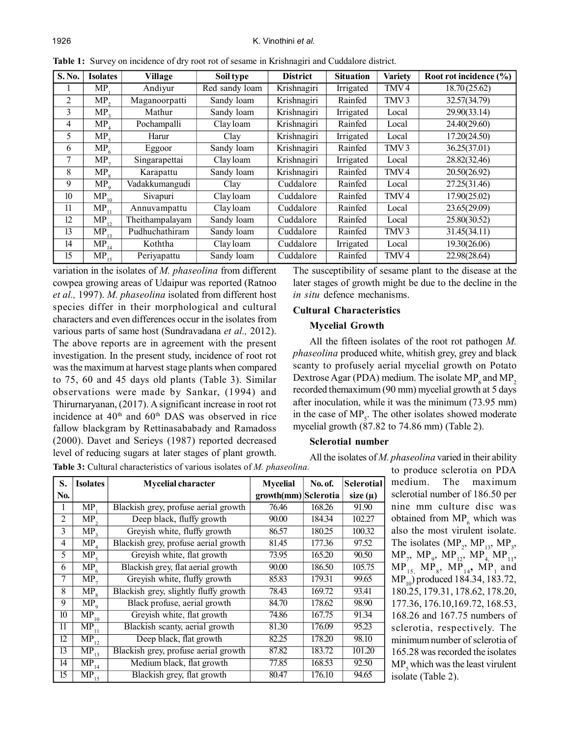**Table 1:** Survey on incidence of dry root rot of sesame in Krishnagiri and Cuddalore district.

| S. No. | Isolates | Village | Soil type | District | Situation | Variety | Root rot incidence (%) |
|---|---|---|---|---|---|---|---|
| 1 | $MP_1$ | Andiyur | Red sandy loam | Krishnagiri | Irrigated | TMV 4 | 18.70 (25.62) |
| 2 | $MP_2$ | Maganoorpatti | Sandy loam | Krishnagiri | Rainfed | TMV 3 | 32.57(34.79) |
| 3 | $MP_3$ | Mathur | Sandy loam | Krishnagiri | Irrigated | Local | 29.90(33.14) |
| 4 | $MP_4$ | Pochampalli | Clay loam | Krishnagiri | Rainfed | Local | 24.40(29.60) |
| 5 | $MP_5$ | Harur | Clay | Krishnagiri | Irrigated | Local | 17.20(24.50) |
| 6 | $MP_6$ | Eggoor | Sandy loam | Krishnagiri | Rainfed | TMV 3 | 36.25(37.01) |
| 7 | $MP_7$ | Singarapettai | Clay loam | Krishnagiri | Irrigated | Local | 28.82(32.46) |
| 8 | $MP_8$ | Karapattu | Sandy loam | Krishnagiri | Rainfed | TMV 4 | 20.50(26.92) |
| 9 | $MP_9$ | Vadakkumangudi | Clay | Cuddalore | Rainfed | Local | 27.25(31.46) |
| 10 | $MP_{10}$ | Sivapuri | Clay loam | Cuddalore | Rainfed | TMV 4 | 17.90(25.02) |
| 11 | $MP_{11}$ | Annuvampattu | Clay loam | Cuddalore | Rainfed | Local | 23.65(29.09) |
| 12 | $MP_{12}$ | Theithampalayam | Sandy loam | Cuddalore | Rainfed | Local | 25.80(30.52) |
| 13 | $MP_{13}$ | Pudhuchathiram | Sandy loam | Cuddalore | Rainfed | TMV 3 | 31.45(34.11) |
| 14 | $MP_{14}$ | Koththa | Clay loam | Cuddalore | Irrigated | Local | 19.30(26.06) |
| 15 | $MP_{15}$ | Periyapattu | Sandy loam | Cuddalore | Rainfed | TMV 4 | 22.98(28.64) |

variation in the isolates of *M. phaseolina* from different cowpea growing areas of Udaipur was reported (Ratnoo *et al.,* 1997). *M. phaseolina* isolated from different host species differ in their morphological and cultural characters and even differences occur in the isolates from various parts of same host (Sundravadana *et al.,* 2012). The above reports are in agreement with the present investigation. In the present study, incidence of root rot was the maximum at harvest stage plants when compared to 75, 60 and 45 days old plants (Table 3). Similar observations were made by Sankar, (1994) and Thirurnaryanan, (2017). A significant increase in root rot incidence at 40th and 60th DAS was observed in rice fallow blackgram by Rettinasababady and Ramadoss (2000). Davet and Serieys (1987) reported decreased level of reducing sugars at later stages of plant growth. The susceptibility of sesame plant to the disease at the later stages of growth might be due to the decline in the *in situ* defence mechanisms.

### Cultural Characteristics

#### Mycelial Growth

All the fifteen isolates of the root rot pathogen *M. phaseolina* produced white, whitish grey, grey and black scanty to profusely aerial mycelial growth on Potato Dextrose Agar (PDA) medium. The isolate $MP_6$ and $MP_2$ recorded themaximum (90 mm) mycelial growth at 5 days after inoculation, while it was the minimum (73.95 mm) in the case of $MP_5$. The other isolates showed moderate mycelial growth (87.82 to 74.86 mm) (Table 2).

#### Sclerotial number

All the isolates of *M. phaseolina* varied in their ability to produce sclerotia on PDA medium. The maximum sclerotial number of 186.50 per nine mm culture disc was obtained from $MP_6$ which was also the most virulent isolate. The isolates ($MP_2$, $MP_{13}$, $MP_3$, $MP_7$, $MP_9$, $MP_{12}$, $MP_4$, $MP_{11}$, $MP_{15}$, $MP_8$, $MP_{14}$, $MP_1$ and $MP_{10}$) produced 184.34, 183.72, 180.25, 179.31, 178.62, 178.20, 177.36, 176.10,169.72, 168.53, 168.26 and 167.75 numbers of sclerotia, respectively. The minimum number of sclerotia of 165.28 was recorded the isolates $MP_5$ which was the least virulent isolate (Table 2).

**Table 3:** Cultural characteristics of various isolates of *M. phaseolina.*

| S. No. | Isolates | Mycelial character | Mycelial growth(mm) | No. of. Sclerotia | Sclerotial size (µ) |
|---|---|---|---|---|---|
| 1 | $MP_1$ | Blackish grey, profuse aerial growth | 76.46 | 168.26 | 91.90 |
| 2 | $MP_2$ | Deep black, fluffy growth | 90.00 | 184.34 | 102.27 |
| 3 | $MP_3$ | Greyish white, fluffy growth | 86.57 | 180.25 | 100.32 |
| 4 | $MP_4$ | Blackish grey, profuse aerial growth | 81.45 | 177.36 | 97.52 |
| 5 | $MP_5$ | Greyish white, flat growth | 73.95 | 165.20 | 90.50 |
| 6 | $MP_6$ | Blackish grey, flat aerial growth | 90.00 | 186.50 | 105.75 |
| 7 | $MP_7$ | Greyish white, fluffy growth | 85.83 | 179.31 | 99.65 |
| 8 | $MP_8$ | Blackish grey, slightly fluffy growth | 78.43 | 169.72 | 93.41 |
| 9 | $MP_9$ | Black profuse, aerial growth | 84.70 | 178.62 | 98.90 |
| 10 | $MP_{10}$ | Greyish white, flat growth | 74.86 | 167.75 | 91.34 |
| 11 | $MP_{11}$ | Blackish scanty, aerial growth | 81.30 | 176.09 | 95.23 |
| 12 | $MP_{12}$ | Deep black, flat growth | 82.25 | 178.20 | 98.10 |
| 13 | $MP_{13}$ | Blackish grey, profuse aerial growth | 87.82 | 183.72 | 101.20 |
| 14 | $MP_{14}$ | Medium black, flat growth | 77.85 | 168.53 | 92.50 |
| 15 | $MP_{15}$ | Blackish grey, flat growth | 80.47 | 176.10 | 94.65 |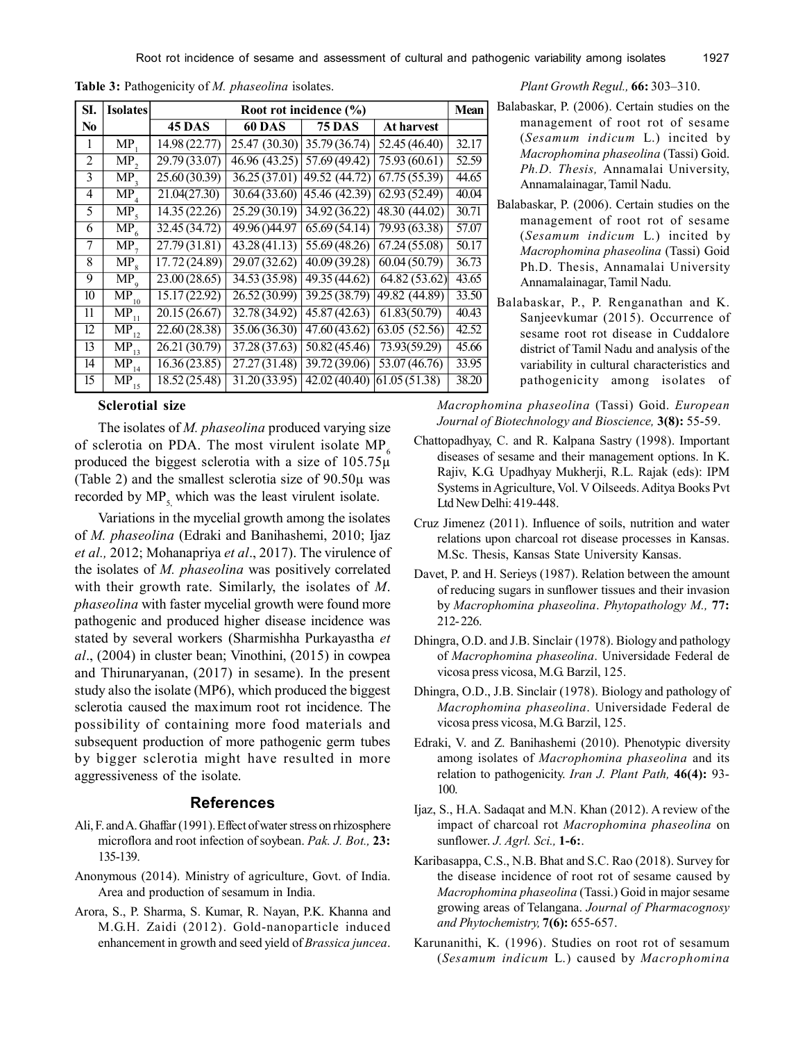**Table 3:** Pathogenicity of *M. phaseolina* isolates.

| Sl. No | Isolates | Root rot incidence (%) | | | | Mean |
|---|---|---|---|---|---|---|
| | | 45 DAS | 60 DAS | 75 DAS | At harvest | |
| 1 | $MP_1$ | 14.98 (22.77) | 25.47 (30.30) | 35.79 (36.74) | 52.45 (46.40) | 32.17 |
| 2 | $MP_2$ | 29.79 (33.07) | 46.96 (43.25) | 57.69 (49.42) | 75.93 (60.61) | 52.59 |
| 3 | $MP_3$ | 25.60 (30.39) | 36.25 (37.01) | 49.52 (44.72) | 67.75 (55.39) | 44.65 |
| 4 | $MP_4$ | 21.04(27.30) | 30.64 (33.60) | 45.46 (42.39) | 62.93 (52.49) | 40.04 |
| 5 | $MP_5$ | 14.35 (22.26) | 25.29 (30.19) | 34.92 (36.22) | 48.30 (44.02) | 30.71 |
| 6 | $MP_6$ | 32.45 (34.72) | 49.96 ()44.97 | 65.69 (54.14) | 79.93 (63.38) | 57.07 |
| 7 | $MP_7$ | 27.79 (31.81) | 43.28 (41.13) | 55.69 (48.26) | 67.24 (55.08) | 50.17 |
| 8 | $MP_8$ | 17.72 (24.89) | 29.07 (32.62) | 40.09 (39.28) | 60.04 (50.79) | 36.73 |
| 9 | $MP_9$ | 23.00 (28.65) | 34.53 (35.98) | 49.35 (44.62) | 64.82 (53.62) | 43.65 |
| 10 | $MP_{10}$ | 15.17 (22.92) | 26.52 (30.99) | 39.25 (38.79) | 49.82 (44.89) | 33.50 |
| 11 | $MP_{11}$ | 20.15 (26.67) | 32.78 (34.92) | 45.87 (42.63) | 61.83(50.79) | 40.43 |
| 12 | $MP_{12}$ | 22.60 (28.38) | 35.06 (36.30) | 47.60 (43.62) | 63.05 (52.56) | 42.52 |
| 13 | $MP_{13}$ | 26.21 (30.79) | 37.28 (37.63) | 50.82 (45.46) | 73.93(59.29) | 45.66 |
| 14 | $MP_{14}$ | 16.36 (23.85) | 27.27 (31.48) | 39.72 (39.06) | 53.07 (46.76) | 33.95 |
| 15 | $MP_{15}$ | 18.52 (25.48) | 31.20 (33.95) | 42.02 (40.40) | 61.05 (51.38) | 38.20 |

### Sclerotial size

The isolates of *M. phaseolina* produced varying size of sclerotia on PDA. The most virulent isolate $MP_6$ produced the biggest sclerotia with a size of 105.75μ (Table 2) and the smallest sclerotia size of 90.50μ was recorded by $MP_5$, which was the least virulent isolate.

Variations in the mycelial growth among the isolates of *M. phaseolina* (Edraki and Banihashemi, 2010; Ijaz *et al.,* 2012; Mohanapriya *et al*., 2017). The virulence of the isolates of *M. phaseolina* was positively correlated with their growth rate. Similarly, the isolates of *M. phaseolina* with faster mycelial growth were found more pathogenic and produced higher disease incidence was stated by several workers (Sharmishha Purkayastha *et al*., (2004) in cluster bean; Vinothini, (2015) in cowpea and Thirunaryanan, (2017) in sesame). In the present study also the isolate (MP6), which produced the biggest sclerotia caused the maximum root rot incidence. The possibility of containing more food materials and subsequent production of more pathogenic germ tubes by bigger sclerotia might have resulted in more aggressiveness of the isolate.

## References

Ali, F. and A. Ghaffar (1991). Effect of water stress on rhizosphere microflora and root infection of soybean. *Pak. J. Bot.,* **23:** 135-139.

Anonymous (2014). Ministry of agriculture, Govt. of India. Area and production of sesamum in India.

Arora, S., P. Sharma, S. Kumar, R. Nayan, P.K. Khanna and M.G.H. Zaidi (2012). Gold-nanoparticle induced enhancement in growth and seed yield of *Brassica juncea*. *Plant Growth Regul.,* **66:** 303–310.

Balabaskar, P. (2006). Certain studies on the management of root rot of sesame (*Sesamum indicum* L.) incited by *Macrophomina phaseolina* (Tassi) Goid. *Ph.D. Thesis,* Annamalai University, Annamalainagar, Tamil Nadu.

Balabaskar, P. (2006). Certain studies on the management of root rot of sesame (*Sesamum indicum* L.) incited by *Macrophomina phaseolina* (Tassi) Goid Ph.D. Thesis, Annamalai University Annamalainagar, Tamil Nadu.

Balabaskar, P., P. Renganathan and K. Sanjeevkumar (2015). Occurrence of sesame root rot disease in Cuddalore district of Tamil Nadu and analysis of the variability in cultural characteristics and pathogenicity among isolates of *Macrophomina phaseolina* (Tassi) Goid. *European Journal of Biotechnology and Bioscience,* **3(8):** 55-59.

Chattopadhyay, C. and R. Kalpana Sastry (1998). Important diseases of sesame and their management options. In K. Rajiv, K.G. Upadhyay Mukherji, R.L. Rajak (eds): IPM Systems in Agriculture, Vol. V Oilseeds. Aditya Books Pvt Ltd New Delhi: 419-448.

Cruz Jimenez (2011). Influence of soils, nutrition and water relations upon charcoal rot disease processes in Kansas. M.Sc. Thesis, Kansas State University Kansas.

Davet, P. and H. Serieys (1987). Relation between the amount of reducing sugars in sunflower tissues and their invasion by *Macrophomina phaseolina*. *Phytopathology M.,* **77:** 212-226.

Dhingra, O.D. and J.B. Sinclair (1978). Biology and pathology of *Macrophomina phaseolina*. Universidade Federal de vicosa press vicosa, M.G. Barzil, 125.

Dhingra, O.D., J.B. Sinclair (1978). Biology and pathology of *Macrophomina phaseolina*. Universidade Federal de vicosa press vicosa, M.G. Barzil, 125.

Edraki, V. and Z. Banihashemi (2010). Phenotypic diversity among isolates of *Macrophomina phaseolina* and its relation to pathogenicity. *Iran J. Plant Path,* **46(4):** 93-100.

Ijaz, S., H.A. Sadaqat and M.N. Khan (2012). A review of the impact of charcoal rot *Macrophomina phaseolina* on sunflower. *J. Agrl. Sci.,* **1-6:**.

Karibasappa, C.S., N.B. Bhat and S.C. Rao (2018). Survey for the disease incidence of root rot of sesame caused by *Macrophomina phaseolina* (Tassi.) Goid in major sesame growing areas of Telangana. *Journal of Pharmacognosy and Phytochemistry,* **7(6):** 655-657.

Karunanithi, K. (1996). Studies on root rot of sesamum (*Sesamum indicum* L.) caused by *Macrophomina*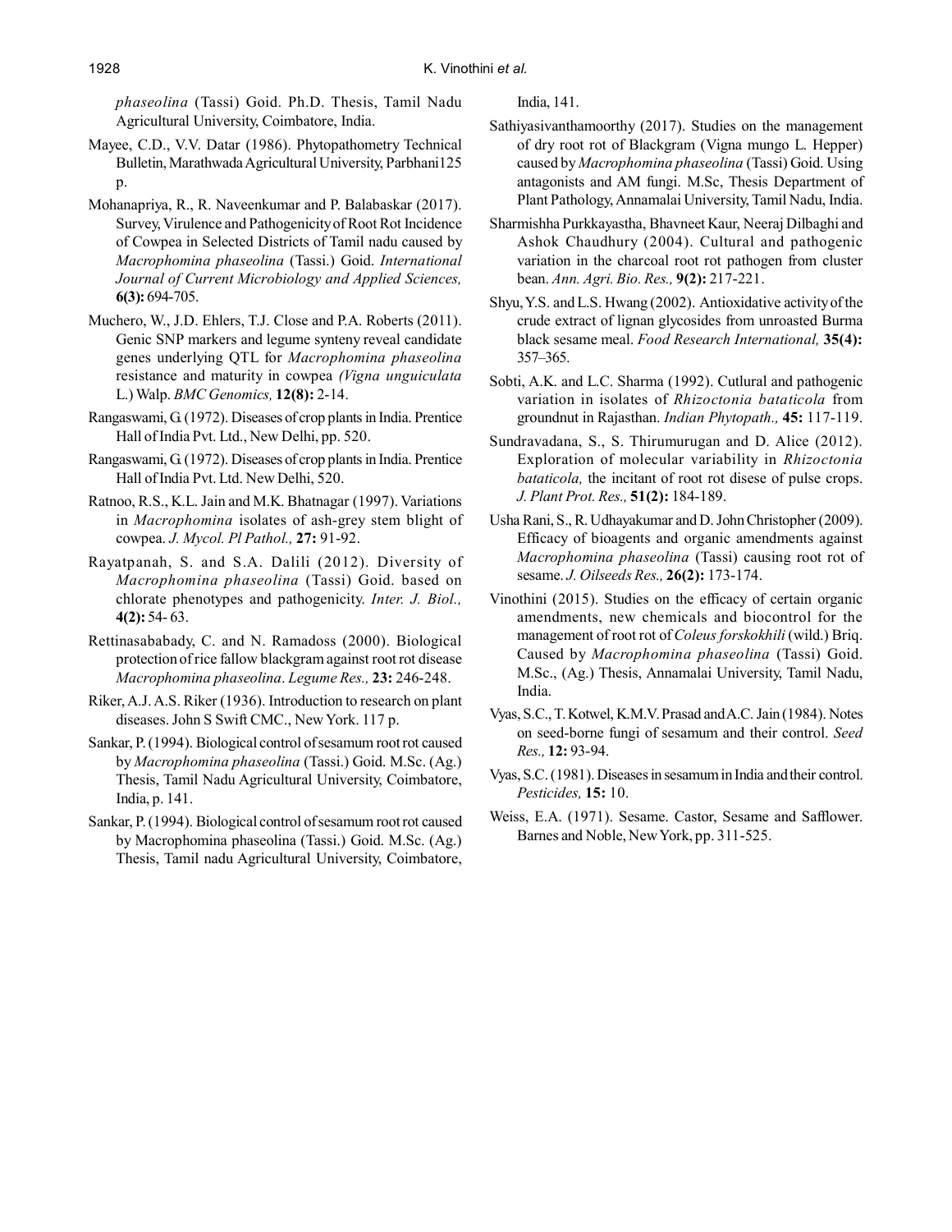*phaseolina* (Tassi) Goid. Ph.D. Thesis, Tamil Nadu Agricultural University, Coimbatore, India.

Mayee, C.D., V.V. Datar (1986). Phytopathometry Technical Bulletin, Marathwada Agricultural University, Parbhani125 p.

Mohanapriya, R., R. Naveenkumar and P. Balabaskar (2017). Survey, Virulence and Pathogenicity of Root Rot Incidence of Cowpea in Selected Districts of Tamil nadu caused by *Macrophomina phaseolina* (Tassi.) Goid. *International Journal of Current Microbiology and Applied Sciences,* **6(3):** 694-705.

Muchero, W., J.D. Ehlers, T.J. Close and P.A. Roberts (2011). Genic SNP markers and legume synteny reveal candidate genes underlying QTL for *Macrophomina phaseolina* resistance and maturity in cowpea *(Vigna unguiculata* L.) Walp. *BMC Genomics,* **12(8):** 2-14.

Rangaswami, G. (1972). Diseases of crop plants in India. Prentice Hall of India Pvt. Ltd., New Delhi, pp. 520.

Rangaswami, G. (1972). Diseases of crop plants in India. Prentice Hall of India Pvt. Ltd. New Delhi, 520.

Ratnoo, R.S., K.L. Jain and M.K. Bhatnagar (1997). Variations in *Macrophomina* isolates of ash-grey stem blight of cowpea. *J. Mycol. Pl Pathol.,* **27:** 91-92.

Rayatpanah, S. and S.A. Dalili (2012). Diversity of *Macrophomina phaseolina* (Tassi) Goid. based on chlorate phenotypes and pathogenicity. *Inter. J. Biol.,* **4(2):** 54- 63.

Rettinasababady, C. and N. Ramadoss (2000). Biological protection of rice fallow blackgram against root rot disease *Macrophomina phaseolina*. *Legume Res.,* **23:** 246-248.

Riker, A.J. A.S. Riker (1936). Introduction to research on plant diseases. John S Swift CMC., New York. 117 p.

Sankar, P. (1994). Biological control of sesamum root rot caused by *Macrophomina phaseolina* (Tassi.) Goid. M.Sc. (Ag.) Thesis, Tamil Nadu Agricultural University, Coimbatore, India, p. 141.

Sankar, P. (1994). Biological control of sesamum root rot caused by Macrophomina phaseolina (Tassi.) Goid. M.Sc. (Ag.) Thesis, Tamil nadu Agricultural University, Coimbatore, India, 141.

Sathiyasivanthamoorthy (2017). Studies on the management of dry root rot of Blackgram (Vigna mungo L. Hepper) caused by *Macrophomina phaseolina* (Tassi) Goid. Using antagonists and AM fungi. M.Sc, Thesis Department of Plant Pathology, Annamalai University, Tamil Nadu, India.

Sharmishha Purkkayastha, Bhavneet Kaur, Neeraj Dilbaghi and Ashok Chaudhury (2004). Cultural and pathogenic variation in the charcoal root rot pathogen from cluster bean. *Ann. Agri. Bio. Res.,* **9(2):** 217-221.

Shyu, Y.S. and L.S. Hwang (2002). Antioxidative activity of the crude extract of lignan glycosides from unroasted Burma black sesame meal. *Food Research International,* **35(4):** 357–365.

Sobti, A.K. and L.C. Sharma (1992). Cutlural and pathogenic variation in isolates of *Rhizoctonia bataticola* from groundnut in Rajasthan. *Indian Phytopath.,* **45:** 117-119.

Sundravadana, S., S. Thirumurugan and D. Alice (2012). Exploration of molecular variability in *Rhizoctonia bataticola,* the incitant of root rot disese of pulse crops. *J. Plant Prot. Res.,* **51(2):** 184-189.

Usha Rani, S., R. Udhayakumar and D. John Christopher (2009). Efficacy of bioagents and organic amendments against *Macrophomina phaseolina* (Tassi) causing root rot of sesame. *J. Oilseeds Res.,* **26(2):** 173-174.

Vinothini (2015). Studies on the efficacy of certain organic amendments, new chemicals and biocontrol for the management of root rot of *Coleus forskokhili* (wild.) Briq. Caused by *Macrophomina phaseolina* (Tassi) Goid. M.Sc., (Ag.) Thesis, Annamalai University, Tamil Nadu, India.

Vyas, S.C., T. Kotwel, K.M.V. Prasad and A.C. Jain (1984). Notes on seed-borne fungi of sesamum and their control. *Seed Res.,* **12:** 93-94.

Vyas, S.C. (1981). Diseases in sesamum in India and their control. *Pesticides,* **15:** 10.

Weiss, E.A. (1971). Sesame. Castor, Sesame and Safflower. Barnes and Noble, New York, pp. 311-525.